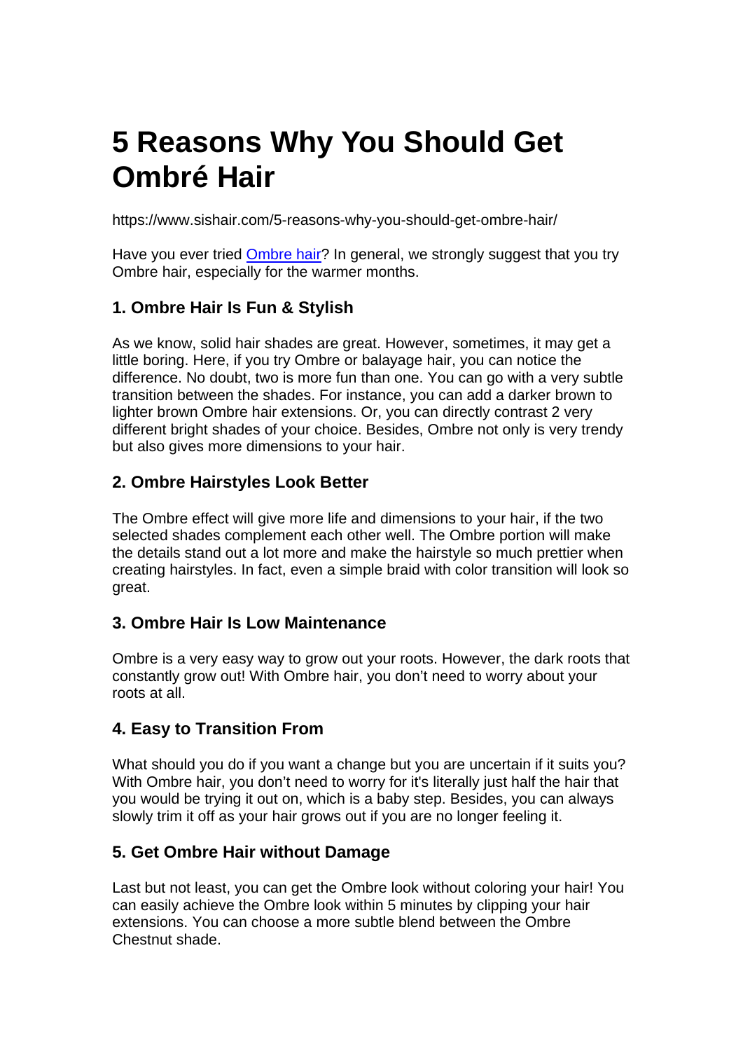# 5 Reasons Why You Should Get Ombré Hair

https://www.sishair.com/5-reasons-why-you-should-get-ombre-hair/

Have you ever tried [Ombre hair](https://www.sishair.com/5-reasons-why-you-should-get-ombre-hair/)? In general, we strongly suggest that you try Ombre hair, especially for the warmer months.

### 1. Ombre Hair Is Fun & Stylish

As we know, solid hair shades are great. However, sometimes, it may get a little boring. Here, if you try Ombre or balayage hair, you can notice the difference. No doubt, two is more fun than one. You can go with a very subtle transition between the shades. For instance, you can add a darker brown to lighter brown Ombre hair extensions. Or, you can directly contrast 2 very different bright shades of your choice. Besides, Ombre not only is very trendy but also gives more dimensions to your hair.

### 2. Ombre Hairstyles Look Better

The Ombre effect will give more life and dimensions to your hair, if the two selected shades complement each other well. The Ombre portion will make the details stand out a lot more and make the hairstyle so much prettier when creating hairstyles. In fact, even a simple braid with color transition will look so great.

### 3. Ombre Hair Is Low Maintenance

Ombre is a very easy way to grow out your roots. However, the dark roots that constantly grow out! With Ombre hair, you don't need to worry about your roots at all.

### 4. Easy to Transition From

What should you do if you want a change but you are uncertain if it suits you? With Ombre hair, you don't need to worry for it's literally just half the hair that you would be trying it out on, which is a baby step. Besides, you can always slowly trim it off as your hair grows out if you are no longer feeling it.

### 5. Get Ombre Hair without Damage

Last but not least, you can get the Ombre look without coloring your hair! You can easily achieve the Ombre look within 5 minutes by clipping your hair extensions. You can choose a more subtle blend between the Ombre Chestnut shade.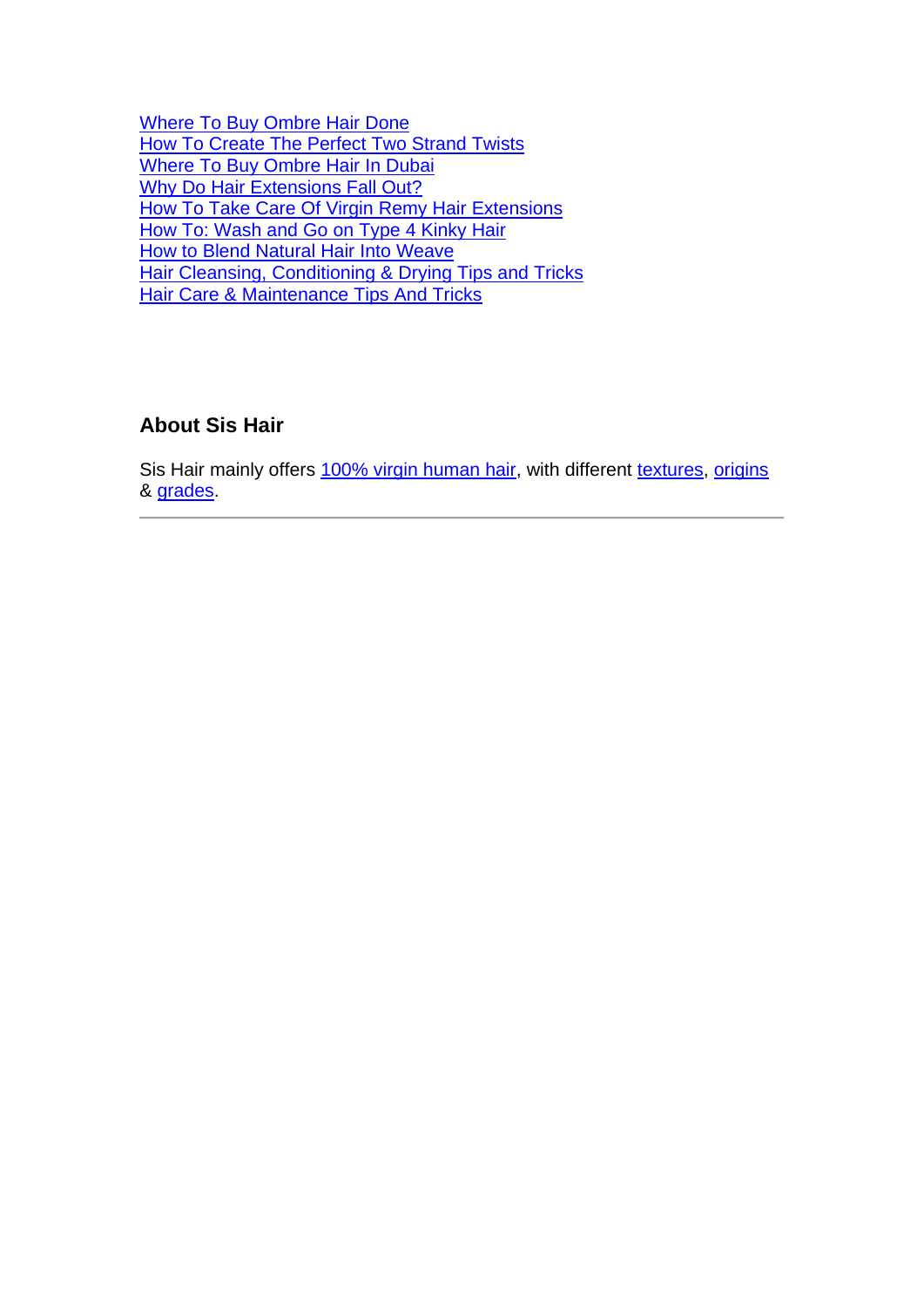Where To Buy Ombre Hair Done
How To Create The Perfect Two Strand Twists
Where To Buy Ombre Hair In Dubai
Why Do Hair Extensions Fall Out?
How To Take Care Of Virgin Remy Hair Extensions
How To: Wash and Go on Type 4 Kinky Hair
How to Blend Natural Hair Into Weave
Hair Cleansing, Conditioning & Drying Tips and Tricks
Hair Care & Maintenance Tips And Tricks

### About Sis Hair

Sis Hair mainly offers 100% virgin human hair, with different textures, origins & grades.

---